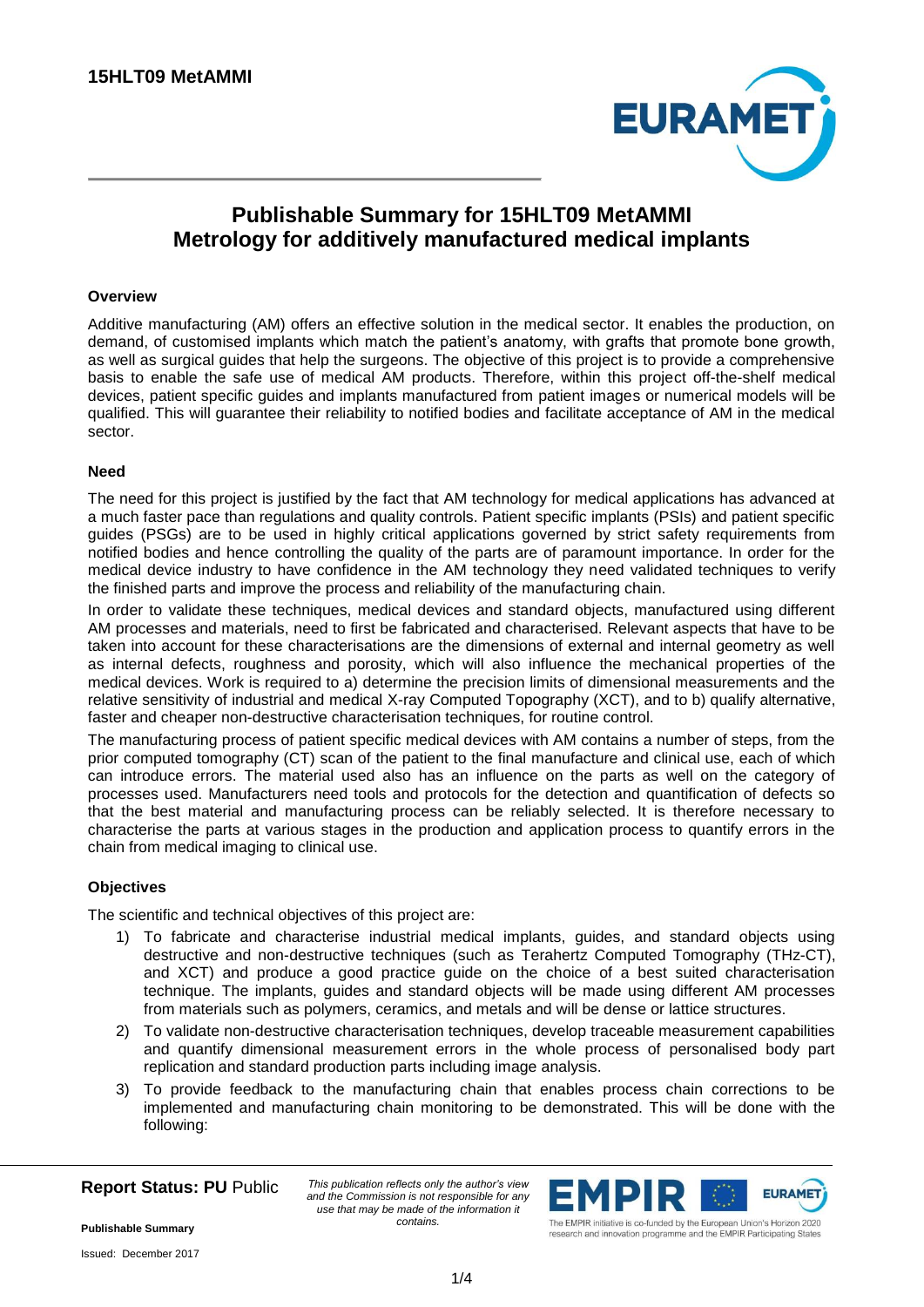# Publishable Summary for 15HLT09 MetAMMI
# Metrology for additively manufactured medical implants

### Overview

Additive manufacturing (AM) offers an effective solution in the medical sector. It enables the production, on demand, of customised implants which match the patient's anatomy, with grafts that promote bone growth, as well as surgical guides that help the surgeons. The objective of this project is to provide a comprehensive basis to enable the safe use of medical AM products. Therefore, within this project off-the-shelf medical devices, patient specific guides and implants manufactured from patient images or numerical models will be qualified. This will guarantee their reliability to notified bodies and facilitate acceptance of AM in the medical sector.

### Need

The need for this project is justified by the fact that AM technology for medical applications has advanced at a much faster pace than regulations and quality controls. Patient specific implants (PSIs) and patient specific guides (PSGs) are to be used in highly critical applications governed by strict safety requirements from notified bodies and hence controlling the quality of the parts are of paramount importance. In order for the medical device industry to have confidence in the AM technology they need validated techniques to verify the finished parts and improve the process and reliability of the manufacturing chain.

In order to validate these techniques, medical devices and standard objects, manufactured using different AM processes and materials, need to first be fabricated and characterised. Relevant aspects that have to be taken into account for these characterisations are the dimensions of external and internal geometry as well as internal defects, roughness and porosity, which will also influence the mechanical properties of the medical devices. Work is required to a) determine the precision limits of dimensional measurements and the relative sensitivity of industrial and medical X-ray Computed Topography (XCT), and to b) qualify alternative, faster and cheaper non-destructive characterisation techniques, for routine control.

The manufacturing process of patient specific medical devices with AM contains a number of steps, from the prior computed tomography (CT) scan of the patient to the final manufacture and clinical use, each of which can introduce errors. The material used also has an influence on the parts as well on the category of processes used. Manufacturers need tools and protocols for the detection and quantification of defects so that the best material and manufacturing process can be reliably selected. It is therefore necessary to characterise the parts at various stages in the production and application process to quantify errors in the chain from medical imaging to clinical use.

### Objectives

The scientific and technical objectives of this project are:

1) To fabricate and characterise industrial medical implants, guides, and standard objects using destructive and non-destructive techniques (such as Terahertz Computed Tomography (THz-CT), and XCT) and produce a good practice guide on the choice of a best suited characterisation technique. The implants, guides and standard objects will be made using different AM processes from materials such as polymers, ceramics, and metals and will be dense or lattice structures.
2) To validate non-destructive characterisation techniques, develop traceable measurement capabilities and quantify dimensional measurement errors in the whole process of personalised body part replication and standard production parts including image analysis.
3) To provide feedback to the manufacturing chain that enables process chain corrections to be implemented and manufacturing chain monitoring to be demonstrated. This will be done with the following: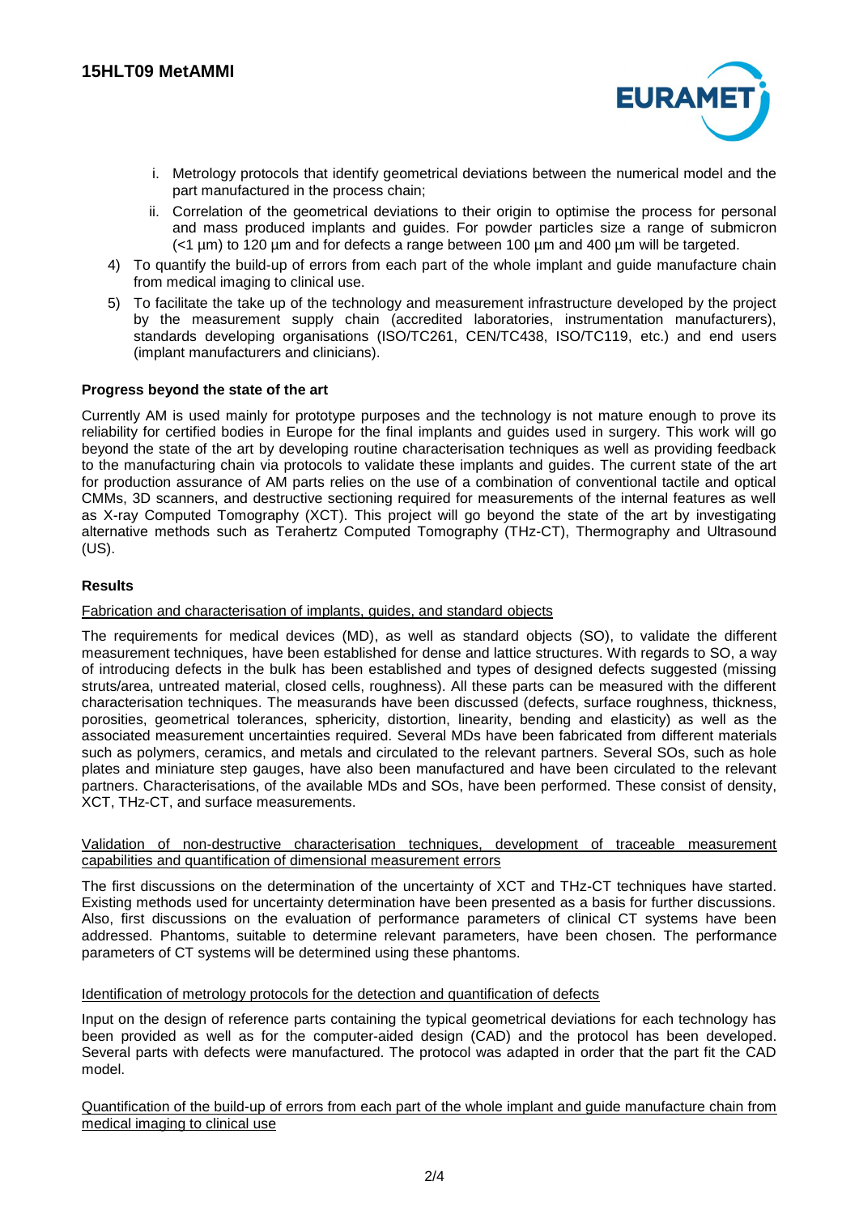i. Metrology protocols that identify geometrical deviations between the numerical model and the part manufactured in the process chain;
ii. Correlation of the geometrical deviations to their origin to optimise the process for personal and mass produced implants and guides. For powder particles size a range of submicron (<1 µm) to 120 µm and for defects a range between 100 µm and 400 µm will be targeted.

4) To quantify the build-up of errors from each part of the whole implant and guide manufacture chain from medical imaging to clinical use.
5) To facilitate the take up of the technology and measurement infrastructure developed by the project by the measurement supply chain (accredited laboratories, instrumentation manufacturers), standards developing organisations (ISO/TC261, CEN/TC438, ISO/TC119, etc.) and end users (implant manufacturers and clinicians).

**Progress beyond the state of the art**

Currently AM is used mainly for prototype purposes and the technology is not mature enough to prove its reliability for certified bodies in Europe for the final implants and guides used in surgery. This work will go beyond the state of the art by developing routine characterisation techniques as well as providing feedback to the manufacturing chain via protocols to validate these implants and guides. The current state of the art for production assurance of AM parts relies on the use of a combination of conventional tactile and optical CMMs, 3D scanners, and destructive sectioning required for measurements of the internal features as well as X-ray Computed Tomography (XCT). This project will go beyond the state of the art by investigating alternative methods such as Terahertz Computed Tomography (THz-CT), Thermography and Ultrasound (US).

**Results**

Fabrication and characterisation of implants, guides, and standard objects

The requirements for medical devices (MD), as well as standard objects (SO), to validate the different measurement techniques, have been established for dense and lattice structures. With regards to SO, a way of introducing defects in the bulk has been established and types of designed defects suggested (missing struts/area, untreated material, closed cells, roughness). All these parts can be measured with the different characterisation techniques. The measurands have been discussed (defects, surface roughness, thickness, porosities, geometrical tolerances, sphericity, distortion, linearity, bending and elasticity) as well as the associated measurement uncertainties required. Several MDs have been fabricated from different materials such as polymers, ceramics, and metals and circulated to the relevant partners. Several SOs, such as hole plates and miniature step gauges, have also been manufactured and have been circulated to the relevant partners. Characterisations, of the available MDs and SOs, have been performed. These consist of density, XCT, THz-CT, and surface measurements.

Validation of non-destructive characterisation techniques, development of traceable measurement capabilities and quantification of dimensional measurement errors

The first discussions on the determination of the uncertainty of XCT and THz-CT techniques have started. Existing methods used for uncertainty determination have been presented as a basis for further discussions. Also, first discussions on the evaluation of performance parameters of clinical CT systems have been addressed. Phantoms, suitable to determine relevant parameters, have been chosen. The performance parameters of CT systems will be determined using these phantoms.

Identification of metrology protocols for the detection and quantification of defects

Input on the design of reference parts containing the typical geometrical deviations for each technology has been provided as well as for the computer-aided design (CAD) and the protocol has been developed. Several parts with defects were manufactured. The protocol was adapted in order that the part fit the CAD model.

Quantification of the build-up of errors from each part of the whole implant and guide manufacture chain from medical imaging to clinical use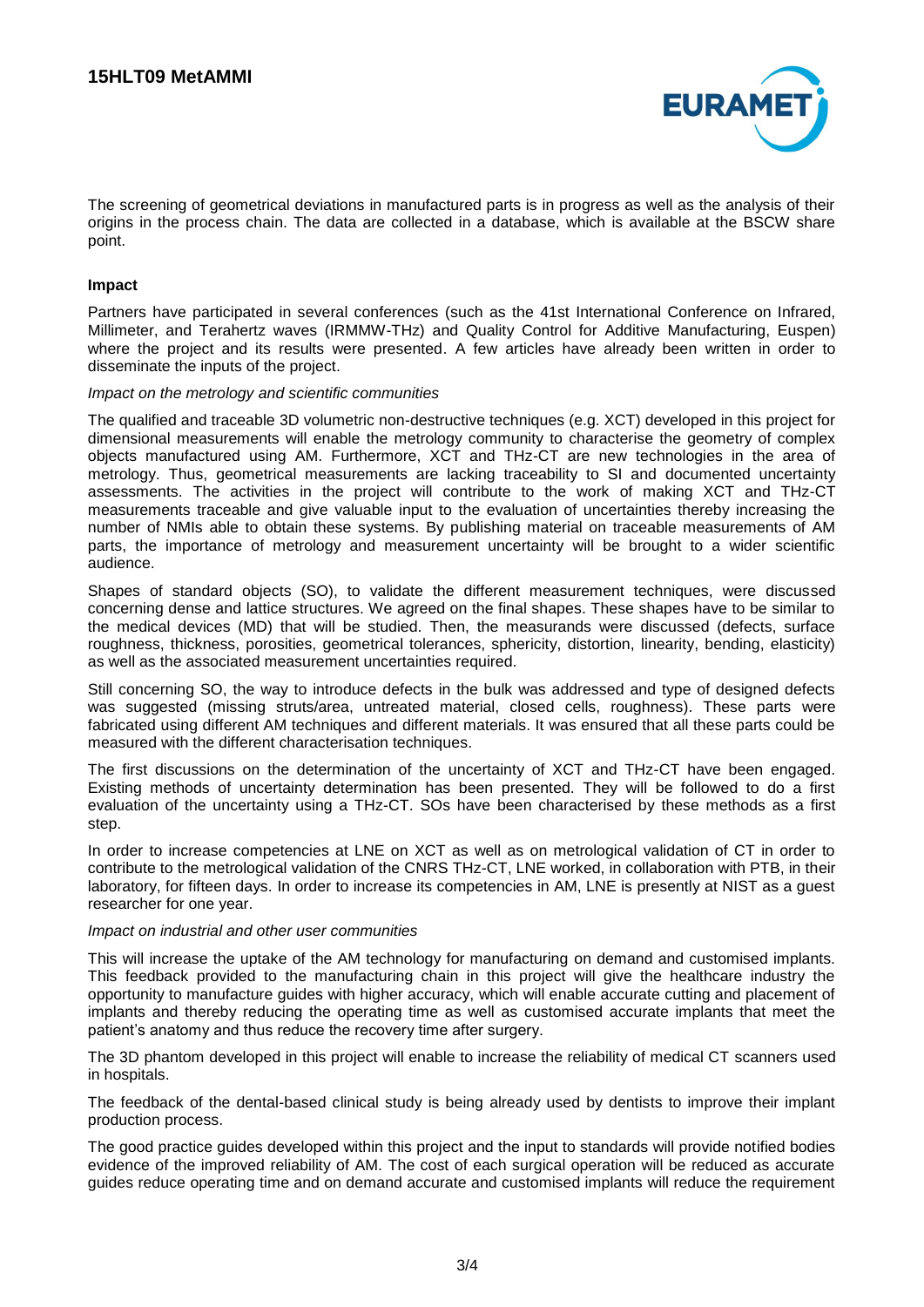The screening of geometrical deviations in manufactured parts is in progress as well as the analysis of their origins in the process chain. The data are collected in a database, which is available at the BSCW share point.

**Impact**

Partners have participated in several conferences (such as the 41st International Conference on Infrared, Millimeter, and Terahertz waves (IRMMW-THz) and Quality Control for Additive Manufacturing, Euspen) where the project and its results were presented. A few articles have already been written in order to disseminate the inputs of the project.

*Impact on the metrology and scientific communities*

The qualified and traceable 3D volumetric non-destructive techniques (e.g. XCT) developed in this project for dimensional measurements will enable the metrology community to characterise the geometry of complex objects manufactured using AM. Furthermore, XCT and THz-CT are new technologies in the area of metrology. Thus, geometrical measurements are lacking traceability to SI and documented uncertainty assessments. The activities in the project will contribute to the work of making XCT and THz-CT measurements traceable and give valuable input to the evaluation of uncertainties thereby increasing the number of NMIs able to obtain these systems. By publishing material on traceable measurements of AM parts, the importance of metrology and measurement uncertainty will be brought to a wider scientific audience.

Shapes of standard objects (SO), to validate the different measurement techniques, were discussed concerning dense and lattice structures. We agreed on the final shapes. These shapes have to be similar to the medical devices (MD) that will be studied. Then, the measurands were discussed (defects, surface roughness, thickness, porosities, geometrical tolerances, sphericity, distortion, linearity, bending, elasticity) as well as the associated measurement uncertainties required.

Still concerning SO, the way to introduce defects in the bulk was addressed and type of designed defects was suggested (missing struts/area, untreated material, closed cells, roughness). These parts were fabricated using different AM techniques and different materials. It was ensured that all these parts could be measured with the different characterisation techniques.

The first discussions on the determination of the uncertainty of XCT and THz-CT have been engaged. Existing methods of uncertainty determination has been presented. They will be followed to do a first evaluation of the uncertainty using a THz-CT. SOs have been characterised by these methods as a first step.

In order to increase competencies at LNE on XCT as well as on metrological validation of CT in order to contribute to the metrological validation of the CNRS THz-CT, LNE worked, in collaboration with PTB, in their laboratory, for fifteen days. In order to increase its competencies in AM, LNE is presently at NIST as a guest researcher for one year.

*Impact on industrial and other user communities*

This will increase the uptake of the AM technology for manufacturing on demand and customised implants. This feedback provided to the manufacturing chain in this project will give the healthcare industry the opportunity to manufacture guides with higher accuracy, which will enable accurate cutting and placement of implants and thereby reducing the operating time as well as customised accurate implants that meet the patient's anatomy and thus reduce the recovery time after surgery.

The 3D phantom developed in this project will enable to increase the reliability of medical CT scanners used in hospitals.

The feedback of the dental-based clinical study is being already used by dentists to improve their implant production process.

The good practice guides developed within this project and the input to standards will provide notified bodies evidence of the improved reliability of AM. The cost of each surgical operation will be reduced as accurate guides reduce operating time and on demand accurate and customised implants will reduce the requirement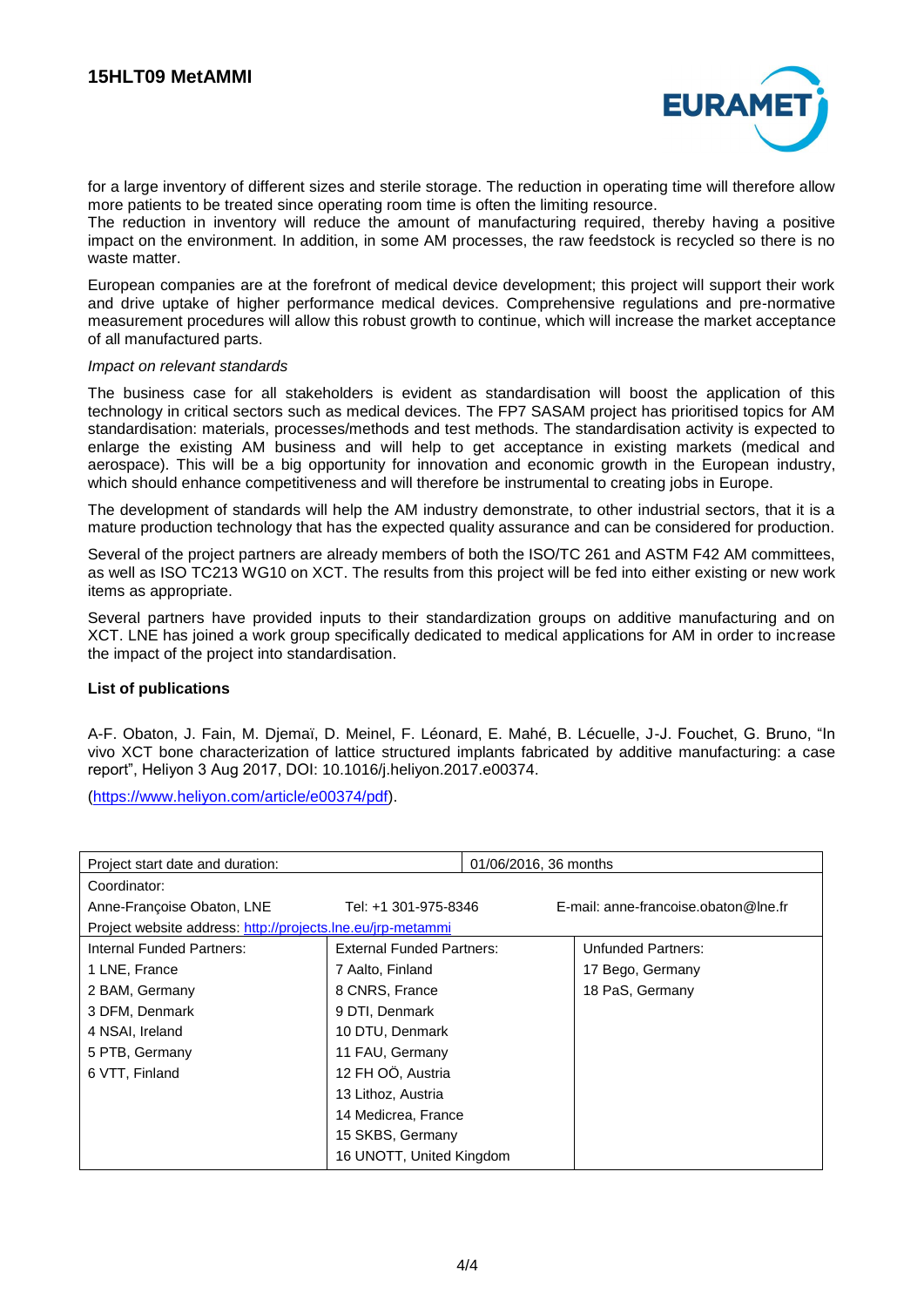for a large inventory of different sizes and sterile storage. The reduction in operating time will therefore allow more patients to be treated since operating room time is often the limiting resource.
The reduction in inventory will reduce the amount of manufacturing required, thereby having a positive impact on the environment. In addition, in some AM processes, the raw feedstock is recycled so there is no waste matter.

European companies are at the forefront of medical device development; this project will support their work and drive uptake of higher performance medical devices. Comprehensive regulations and pre-normative measurement procedures will allow this robust growth to continue, which will increase the market acceptance of all manufactured parts.

*Impact on relevant standards*

The business case for all stakeholders is evident as standardisation will boost the application of this technology in critical sectors such as medical devices. The FP7 SASAM project has prioritised topics for AM standardisation: materials, processes/methods and test methods. The standardisation activity is expected to enlarge the existing AM business and will help to get acceptance in existing markets (medical and aerospace). This will be a big opportunity for innovation and economic growth in the European industry, which should enhance competitiveness and will therefore be instrumental to creating jobs in Europe.

The development of standards will help the AM industry demonstrate, to other industrial sectors, that it is a mature production technology that has the expected quality assurance and can be considered for production.

Several of the project partners are already members of both the ISO/TC 261 and ASTM F42 AM committees, as well as ISO TC213 WG10 on XCT. The results from this project will be fed into either existing or new work items as appropriate.

Several partners have provided inputs to their standardization groups on additive manufacturing and on XCT. LNE has joined a work group specifically dedicated to medical applications for AM in order to increase the impact of the project into standardisation.

**List of publications**

A-F. Obaton, J. Fain, M. Djemaï, D. Meinel, F. Léonard, E. Mahé, B. Lécuelle, J-J. Fouchet, G. Bruno, "In vivo XCT bone characterization of lattice structured implants fabricated by additive manufacturing: a case report", Heliyon 3 Aug 2017, DOI: 10.1016/j.heliyon.2017.e00374.

(https://www.heliyon.com/article/e00374/pdf).

| | | |
|---|---|---|
| Project start date and duration: | 01/06/2016, 36 months | |
| Coordinator: | | |
| Anne-Françoise Obaton, LNE | Tel: +1 301-975-8346 | E-mail: anne-francoise.obaton@lne.fr |
| Project website address: http://projects.lne.eu/jrp-metammi | | |
| Internal Funded Partners: | External Funded Partners: | Unfunded Partners: |
| 1 LNE, France | 7 Aalto, Finland | 17 Bego, Germany |
| 2 BAM, Germany | 8 CNRS, France | 18 PaS, Germany |
| 3 DFM, Denmark | 9 DTI, Denmark | |
| 4 NSAI, Ireland | 10 DTU, Denmark | |
| 5 PTB, Germany | 11 FAU, Germany | |
| 6 VTT, Finland | 12 FH OÖ, Austria | |
| | 13 Lithoz, Austria | |
| | 14 Medicrea, France | |
| | 15 SKBS, Germany | |
| | 16 UNOTT, United Kingdom | |